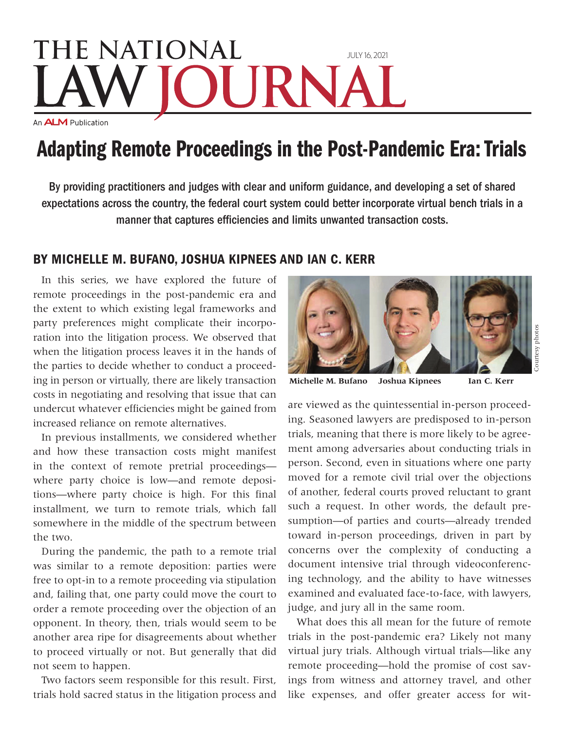# THE NATIONAL LAW JOURNAL

JULY 16, 2021

An ALM Publication

# Adapting Remote Proceedings in the Post-Pandemic Era: Trials

By providing practitioners and judges with clear and uniform guidance, and developing a set of shared expectations across the country, the federal court system could better incorporate virtual bench trials in a manner that captures efficiencies and limits unwanted transaction costs.

## BY MICHELLE M. BUFANO, JOSHUA KIPNEES AND IAN C. KERR

In this series, we have explored the future of remote proceedings in the post-pandemic era and the extent to which existing legal frameworks and party preferences might complicate their incorporation into the litigation process. We observed that when the litigation process leaves it in the hands of the parties to decide whether to conduct a proceeding in person or virtually, there are likely transaction costs in negotiating and resolving that issue that can undercut whatever efficiencies might be gained from increased reliance on remote alternatives.

In previous installments, we considered whether and how these transaction costs might manifest in the context of remote pretrial proceedings—where party choice is low—and remote depositions—where party choice is high. For this final installment, we turn to remote trials, which fall somewhere in the middle of the spectrum between the two.

During the pandemic, the path to a remote trial was similar to a remote deposition: parties were free to opt-in to a remote proceeding via stipulation and, failing that, one party could move the court to order a remote proceeding over the objection of an opponent. In theory, then, trials would seem to be another area ripe for disagreements about whether to proceed virtually or not. But generally that did not seem to happen.

Two factors seem responsible for this result. First, trials hold sacred status in the litigation process and

Michelle M. Bufano    Joshua Kipnees    Ian C. Kerr

Courtesy photos

are viewed as the quintessential in-person proceeding. Seasoned lawyers are predisposed to in-person trials, meaning that there is more likely to be agreement among adversaries about conducting trials in person. Second, even in situations where one party moved for a remote civil trial over the objections of another, federal courts proved reluctant to grant such a request. In other words, the default presumption—of parties and courts—already trended toward in-person proceedings, driven in part by concerns over the complexity of conducting a document intensive trial through videoconferencing technology, and the ability to have witnesses examined and evaluated face-to-face, with lawyers, judge, and jury all in the same room.

What does this all mean for the future of remote trials in the post-pandemic era? Likely not many virtual jury trials. Although virtual trials—like any remote proceeding—hold the promise of cost savings from witness and attorney travel, and other like expenses, and offer greater access for wit-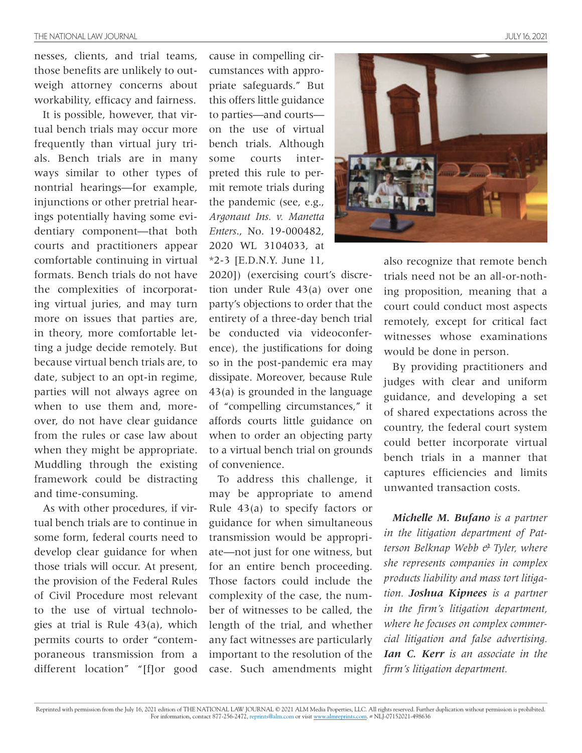nesses, clients, and trial teams, those benefits are unlikely to outweigh attorney concerns about workability, efficacy and fairness.

It is possible, however, that virtual bench trials may occur more frequently than virtual jury trials. Bench trials are in many ways similar to other types of nontrial hearings—for example, injunctions or other pretrial hearings potentially having some evidentiary component—that both courts and practitioners appear comfortable continuing in virtual formats. Bench trials do not have the complexities of incorporating virtual juries, and may turn more on issues that parties are, in theory, more comfortable letting a judge decide remotely. But because virtual bench trials are, to date, subject to an opt-in regime, parties will not always agree on when to use them and, moreover, do not have clear guidance from the rules or case law about when they might be appropriate. Muddling through the existing framework could be distracting and time-consuming.

As with other procedures, if virtual bench trials are to continue in some form, federal courts need to develop clear guidance for when those trials will occur. At present, the provision of the Federal Rules of Civil Procedure most relevant to the use of virtual technologies at trial is Rule 43(a), which permits courts to order "contemporaneous transmission from a different location" "[f]or good cause in compelling circumstances with appropriate safeguards." But this offers little guidance to parties—and courts—on the use of virtual bench trials. Although some courts interpreted this rule to permit remote trials during the pandemic (see, e.g., *Argonaut Ins. v. Manetta Enters.*, No. 19-000482, 2020 WL 3104033, at *2-3 [E.D.N.Y. June 11, 2020]) (exercising court's discretion under Rule 43(a) over one party's objections to order that the entirety of a three-day bench trial be conducted via videoconference), the justifications for doing so in the post-pandemic era may dissipate. Moreover, because Rule 43(a) is grounded in the language of "compelling circumstances," it affords courts little guidance on when to order an objecting party to a virtual bench trial on grounds of convenience.

To address this challenge, it may be appropriate to amend Rule 43(a) to specify factors or guidance for when simultaneous transmission would be appropriate—not just for one witness, but for an entire bench proceeding. Those factors could include the complexity of the case, the number of witnesses to be called, the length of the trial, and whether any fact witnesses are particularly important to the resolution of the case. Such amendments might also recognize that remote bench trials need not be an all-or-nothing proposition, meaning that a court could conduct most aspects remotely, except for critical fact witnesses whose examinations would be done in person.

By providing practitioners and judges with clear and uniform guidance, and developing a set of shared expectations across the country, the federal court system could better incorporate virtual bench trials in a manner that captures efficiencies and limits unwanted transaction costs.

***Michelle M. Bufano** is a partner in the litigation department of Patterson Belknap Webb & Tyler, where she represents companies in complex products liability and mass tort litigation. **Joshua Kipnees** is a partner in the firm's litigation department, where he focuses on complex commercial litigation and false advertising. **Ian C. Kerr** is an associate in the firm's litigation department.*

Reprinted with permission from the July 16, 2021 edition of THE NATIONAL LAW JOURNAL © 2021 ALM Media Properties, LLC. All rights reserved. Further duplication without permission is prohibited. For information, contact 877-256-2472, reprints@alm.com or visit www.almreprints.com. # NLJ-07152021-498636